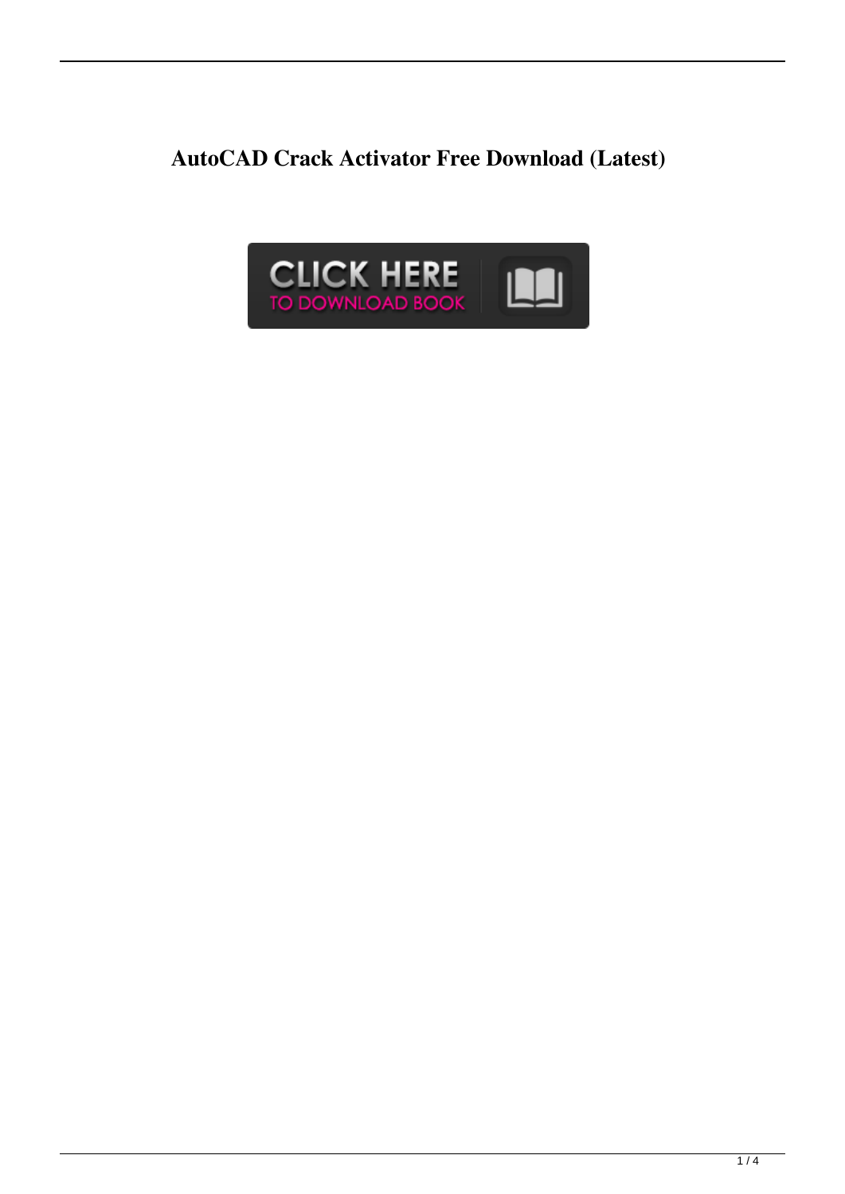# AutoCAD Crack Activator Free Download (Latest)

CLICK HERE
TO DOWNLOAD BOOK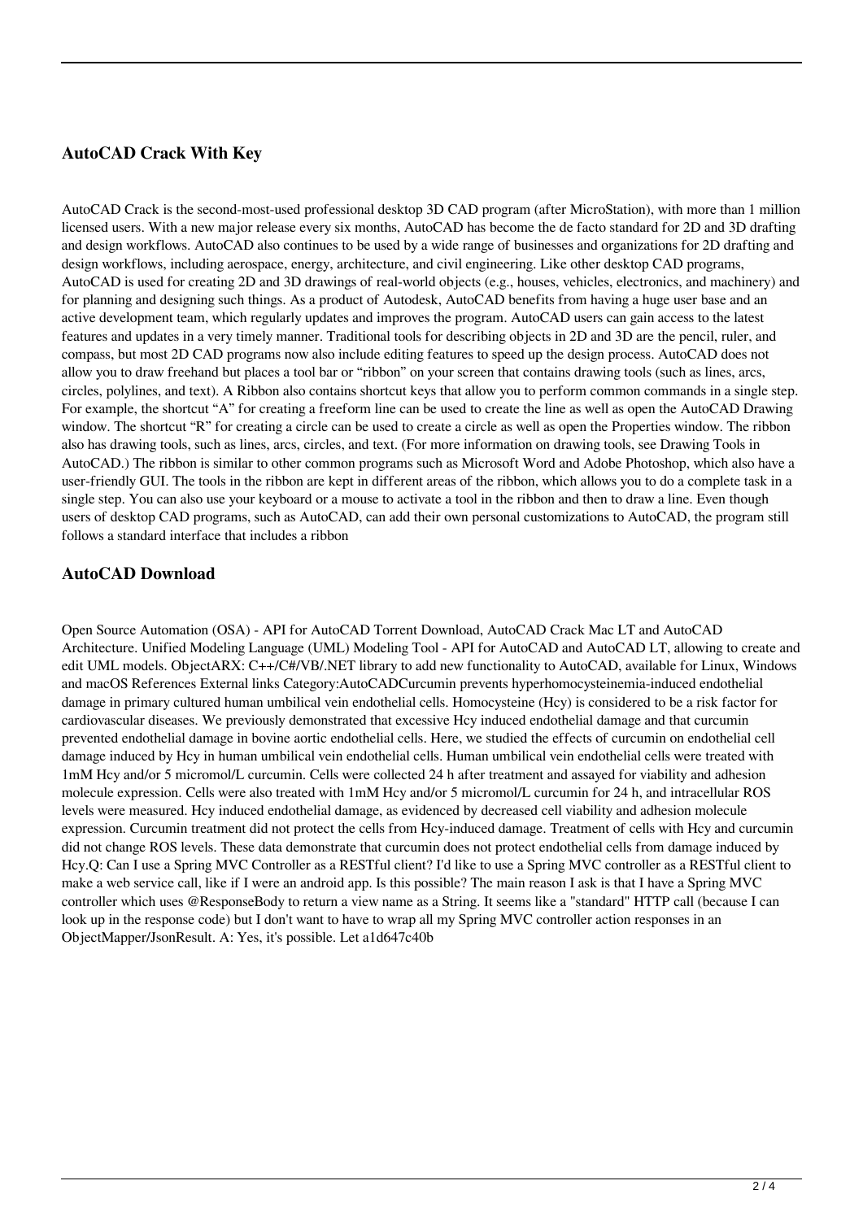## AutoCAD Crack With Key

AutoCAD Crack is the second-most-used professional desktop 3D CAD program (after MicroStation), with more than 1 million licensed users. With a new major release every six months, AutoCAD has become the de facto standard for 2D and 3D drafting and design workflows. AutoCAD also continues to be used by a wide range of businesses and organizations for 2D drafting and design workflows, including aerospace, energy, architecture, and civil engineering. Like other desktop CAD programs, AutoCAD is used for creating 2D and 3D drawings of real-world objects (e.g., houses, vehicles, electronics, and machinery) and for planning and designing such things. As a product of Autodesk, AutoCAD benefits from having a huge user base and an active development team, which regularly updates and improves the program. AutoCAD users can gain access to the latest features and updates in a very timely manner. Traditional tools for describing objects in 2D and 3D are the pencil, ruler, and compass, but most 2D CAD programs now also include editing features to speed up the design process. AutoCAD does not allow you to draw freehand but places a tool bar or "ribbon" on your screen that contains drawing tools (such as lines, arcs, circles, polylines, and text). A Ribbon also contains shortcut keys that allow you to perform common commands in a single step. For example, the shortcut "A" for creating a freeform line can be used to create the line as well as open the AutoCAD Drawing window. The shortcut "R" for creating a circle can be used to create a circle as well as open the Properties window. The ribbon also has drawing tools, such as lines, arcs, circles, and text. (For more information on drawing tools, see Drawing Tools in AutoCAD.) The ribbon is similar to other common programs such as Microsoft Word and Adobe Photoshop, which also have a user-friendly GUI. The tools in the ribbon are kept in different areas of the ribbon, which allows you to do a complete task in a single step. You can also use your keyboard or a mouse to activate a tool in the ribbon and then to draw a line. Even though users of desktop CAD programs, such as AutoCAD, can add their own personal customizations to AutoCAD, the program still follows a standard interface that includes a ribbon

## AutoCAD Download

Open Source Automation (OSA) - API for AutoCAD Torrent Download, AutoCAD Crack Mac LT and AutoCAD Architecture. Unified Modeling Language (UML) Modeling Tool - API for AutoCAD and AutoCAD LT, allowing to create and edit UML models. ObjectARX: C++/C#/VB/.NET library to add new functionality to AutoCAD, available for Linux, Windows and macOS References External links Category:AutoCADCurcumin prevents hyperhomocysteinemia-induced endothelial damage in primary cultured human umbilical vein endothelial cells. Homocysteine (Hcy) is considered to be a risk factor for cardiovascular diseases. We previously demonstrated that excessive Hcy induced endothelial damage and that curcumin prevented endothelial damage in bovine aortic endothelial cells. Here, we studied the effects of curcumin on endothelial cell damage induced by Hcy in human umbilical vein endothelial cells. Human umbilical vein endothelial cells were treated with 1mM Hcy and/or 5 micromol/L curcumin. Cells were collected 24 h after treatment and assayed for viability and adhesion molecule expression. Cells were also treated with 1mM Hcy and/or 5 micromol/L curcumin for 24 h, and intracellular ROS levels were measured. Hcy induced endothelial damage, as evidenced by decreased cell viability and adhesion molecule expression. Curcumin treatment did not protect the cells from Hcy-induced damage. Treatment of cells with Hcy and curcumin did not change ROS levels. These data demonstrate that curcumin does not protect endothelial cells from damage induced by Hcy.Q: Can I use a Spring MVC Controller as a RESTful client? I'd like to use a Spring MVC controller as a RESTful client to make a web service call, like if I were an android app. Is this possible? The main reason I ask is that I have a Spring MVC controller which uses @ResponseBody to return a view name as a String. It seems like a "standard" HTTP call (because I can look up in the response code) but I don't want to have to wrap all my Spring MVC controller action responses in an ObjectMapper/JsonResult. A: Yes, it's possible. Let a1d647c40b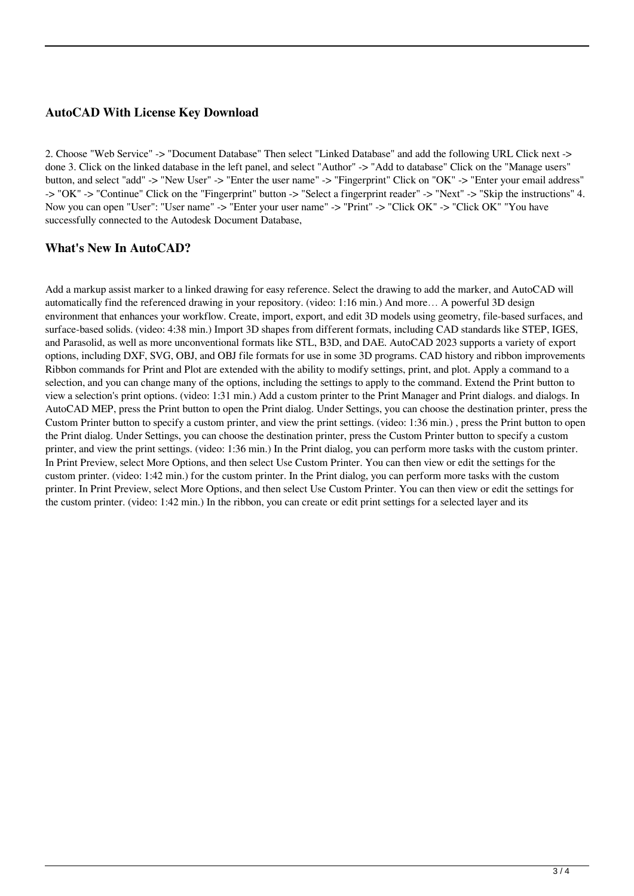### AutoCAD With License Key Download

2. Choose "Web Service" -> "Document Database" Then select "Linked Database" and add the following URL Click next -> done 3. Click on the linked database in the left panel, and select "Author" -> "Add to database" Click on the "Manage users" button, and select "add" -> "New User" -> "Enter the user name" -> "Fingerprint" Click on "OK" -> "Enter your email address" -> "OK" -> "Continue" Click on the "Fingerprint" button -> "Select a fingerprint reader" -> "Next" -> "Skip the instructions" 4. Now you can open "User": "User name" -> "Enter your user name" -> "Print" -> "Click OK" -> "Click OK" "You have successfully connected to the Autodesk Document Database,

### What's New In AutoCAD?

Add a markup assist marker to a linked drawing for easy reference. Select the drawing to add the marker, and AutoCAD will automatically find the referenced drawing in your repository. (video: 1:16 min.) And more… A powerful 3D design environment that enhances your workflow. Create, import, export, and edit 3D models using geometry, file-based surfaces, and surface-based solids. (video: 4:38 min.) Import 3D shapes from different formats, including CAD standards like STEP, IGES, and Parasolid, as well as more unconventional formats like STL, B3D, and DAE. AutoCAD 2023 supports a variety of export options, including DXF, SVG, OBJ, and OBJ file formats for use in some 3D programs. CAD history and ribbon improvements Ribbon commands for Print and Plot are extended with the ability to modify settings, print, and plot. Apply a command to a selection, and you can change many of the options, including the settings to apply to the command. Extend the Print button to view a selection's print options. (video: 1:31 min.) Add a custom printer to the Print Manager and Print dialogs. and dialogs. In AutoCAD MEP, press the Print button to open the Print dialog. Under Settings, you can choose the destination printer, press the Custom Printer button to specify a custom printer, and view the print settings. (video: 1:36 min.) , press the Print button to open the Print dialog. Under Settings, you can choose the destination printer, press the Custom Printer button to specify a custom printer, and view the print settings. (video: 1:36 min.) In the Print dialog, you can perform more tasks with the custom printer. In Print Preview, select More Options, and then select Use Custom Printer. You can then view or edit the settings for the custom printer. (video: 1:42 min.) for the custom printer. In the Print dialog, you can perform more tasks with the custom printer. In Print Preview, select More Options, and then select Use Custom Printer. You can then view or edit the settings for the custom printer. (video: 1:42 min.) In the ribbon, you can create or edit print settings for a selected layer and its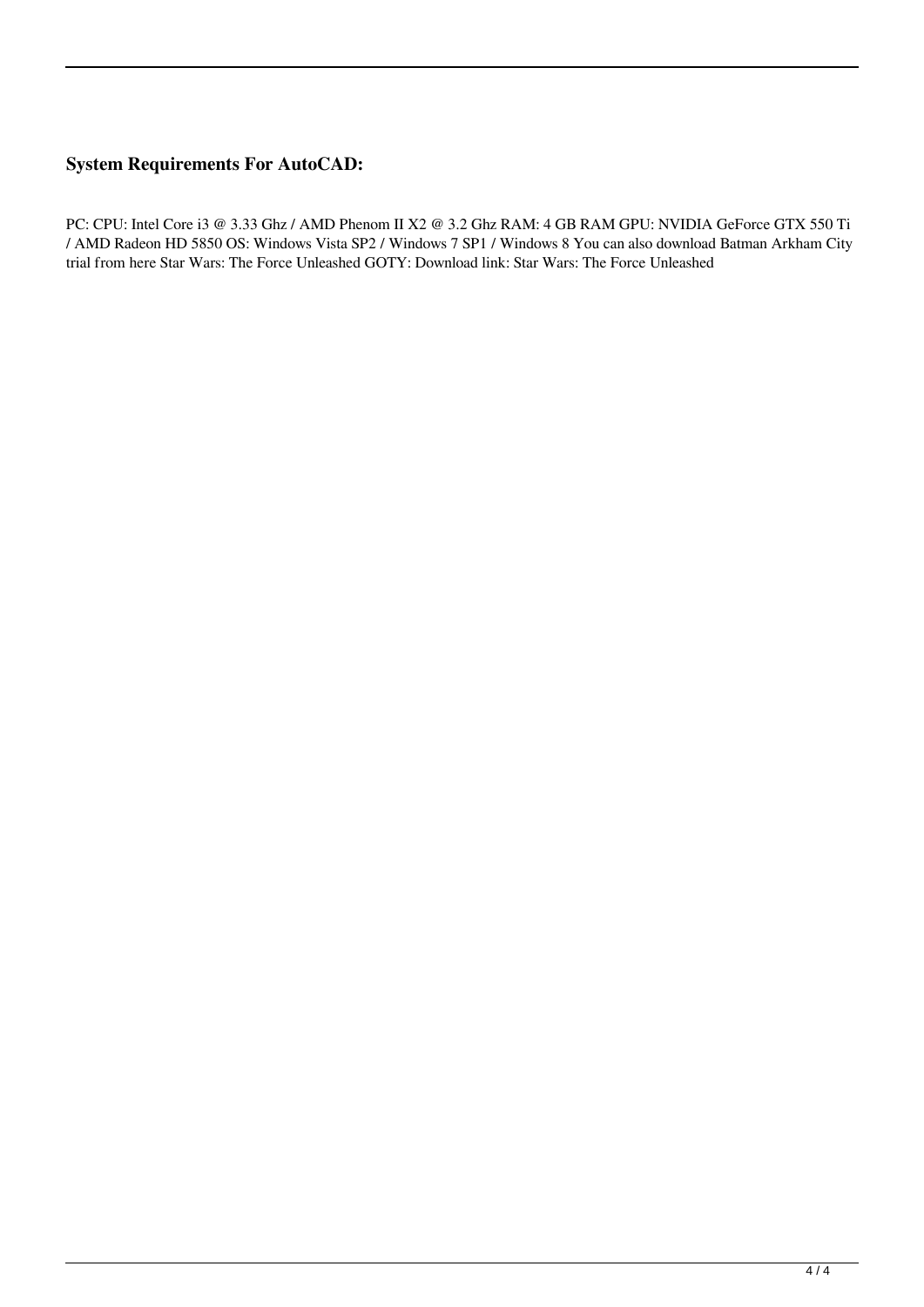### System Requirements For AutoCAD:

PC: CPU: Intel Core i3 @ 3.33 Ghz / AMD Phenom II X2 @ 3.2 Ghz RAM: 4 GB RAM GPU: NVIDIA GeForce GTX 550 Ti / AMD Radeon HD 5850 OS: Windows Vista SP2 / Windows 7 SP1 / Windows 8 You can also download Batman Arkham City trial from here Star Wars: The Force Unleashed GOTY: Download link: Star Wars: The Force Unleashed